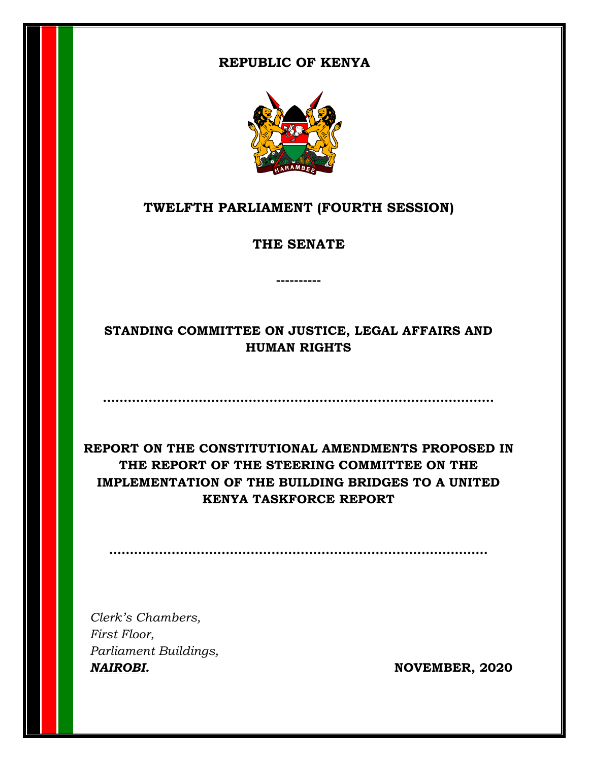**REPUBLIC OF KENYA**

# TWELFTH PARLIAMENT (FOURTH SESSION)

## THE SENATE

----------

## STANDING COMMITTEE ON JUSTICE, LEGAL AFFAIRS AND HUMAN RIGHTS

………………………………………………………………………………………

## REPORT ON THE CONSTITUTIONAL AMENDMENTS PROPOSED IN THE REPORT OF THE STEERING COMMITTEE ON THE IMPLEMENTATION OF THE BUILDING BRIDGES TO A UNITED KENYA TASKFORCE REPORT

………………………………………………………………………………………

*Clerk's Chambers,*
*First Floor,*
*Parliament Buildings,*
***NAIROBI.***

**NOVEMBER, 2020**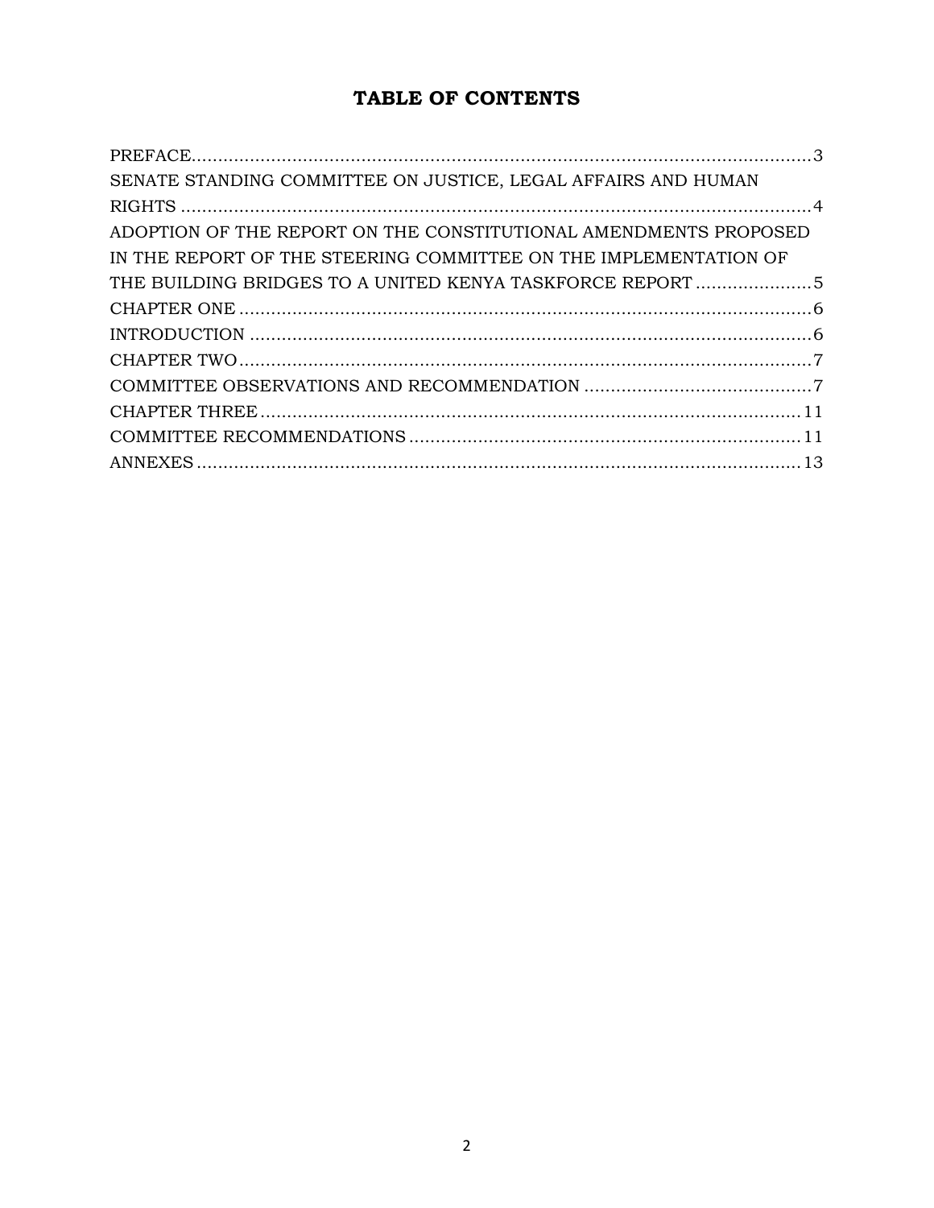# TABLE OF CONTENTS

PREFACE.......................................................................................................................3

SENATE STANDING COMMITTEE ON JUSTICE, LEGAL AFFAIRS AND HUMAN RIGHTS .........................................................................................................................4

ADOPTION OF THE REPORT ON THE CONSTITUTIONAL AMENDMENTS PROPOSED IN THE REPORT OF THE STEERING COMMITTEE ON THE IMPLEMENTATION OF THE BUILDING BRIDGES TO A UNITED KENYA TASKFORCE REPORT ......................5

CHAPTER ONE ............................................................................................................6

INTRODUCTION ..........................................................................................................6

CHAPTER TWO.............................................................................................................7

COMMITTEE OBSERVATIONS AND RECOMMENDATION ...........................................7

CHAPTER THREE.......................................................................................................11

COMMITTEE RECOMMENDATIONS ..........................................................................11

ANNEXES ...................................................................................................................13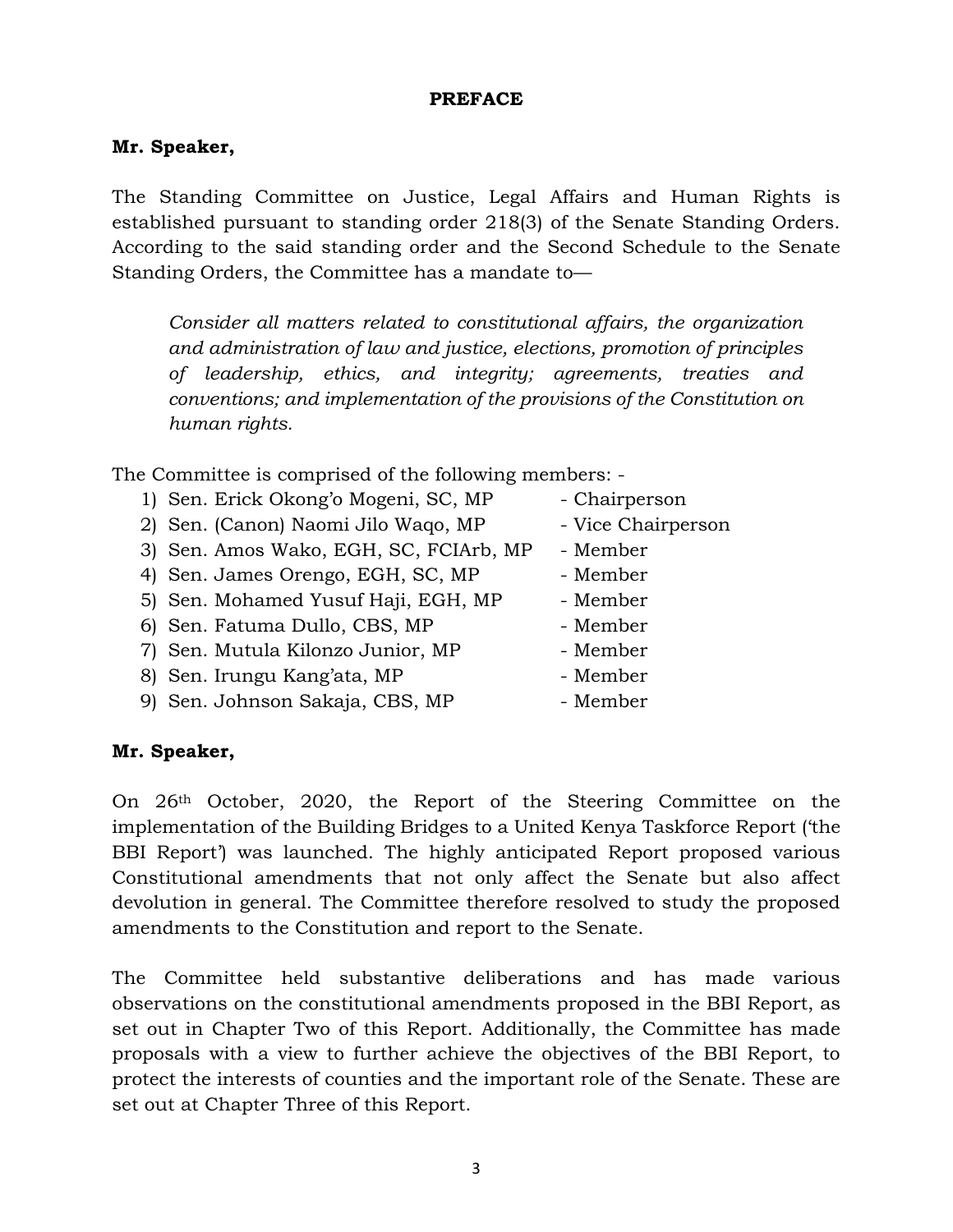# PREFACE

**Mr. Speaker,**

The Standing Committee on Justice, Legal Affairs and Human Rights is established pursuant to standing order 218(3) of the Senate Standing Orders. According to the said standing order and the Second Schedule to the Senate Standing Orders, the Committee has a mandate to—

> *Consider all matters related to constitutional affairs, the organization and administration of law and justice, elections, promotion of principles of leadership, ethics, and integrity; agreements, treaties and conventions; and implementation of the provisions of the Constitution on human rights.*

The Committee is comprised of the following members: -

1) Sen. Erick Okong'o Mogeni, SC, MP - Chairperson
2) Sen. (Canon) Naomi Jilo Waqo, MP - Vice Chairperson
3) Sen. Amos Wako, EGH, SC, FCIArb, MP - Member
4) Sen. James Orengo, EGH, SC, MP - Member
5) Sen. Mohamed Yusuf Haji, EGH, MP - Member
6) Sen. Fatuma Dullo, CBS, MP - Member
7) Sen. Mutula Kilonzo Junior, MP - Member
8) Sen. Irungu Kang'ata, MP - Member
9) Sen. Johnson Sakaja, CBS, MP - Member

**Mr. Speaker,**

On 26th October, 2020, the Report of the Steering Committee on the implementation of the Building Bridges to a United Kenya Taskforce Report ('the BBI Report') was launched. The highly anticipated Report proposed various Constitutional amendments that not only affect the Senate but also affect devolution in general. The Committee therefore resolved to study the proposed amendments to the Constitution and report to the Senate.

The Committee held substantive deliberations and has made various observations on the constitutional amendments proposed in the BBI Report, as set out in Chapter Two of this Report. Additionally, the Committee has made proposals with a view to further achieve the objectives of the BBI Report, to protect the interests of counties and the important role of the Senate. These are set out at Chapter Three of this Report.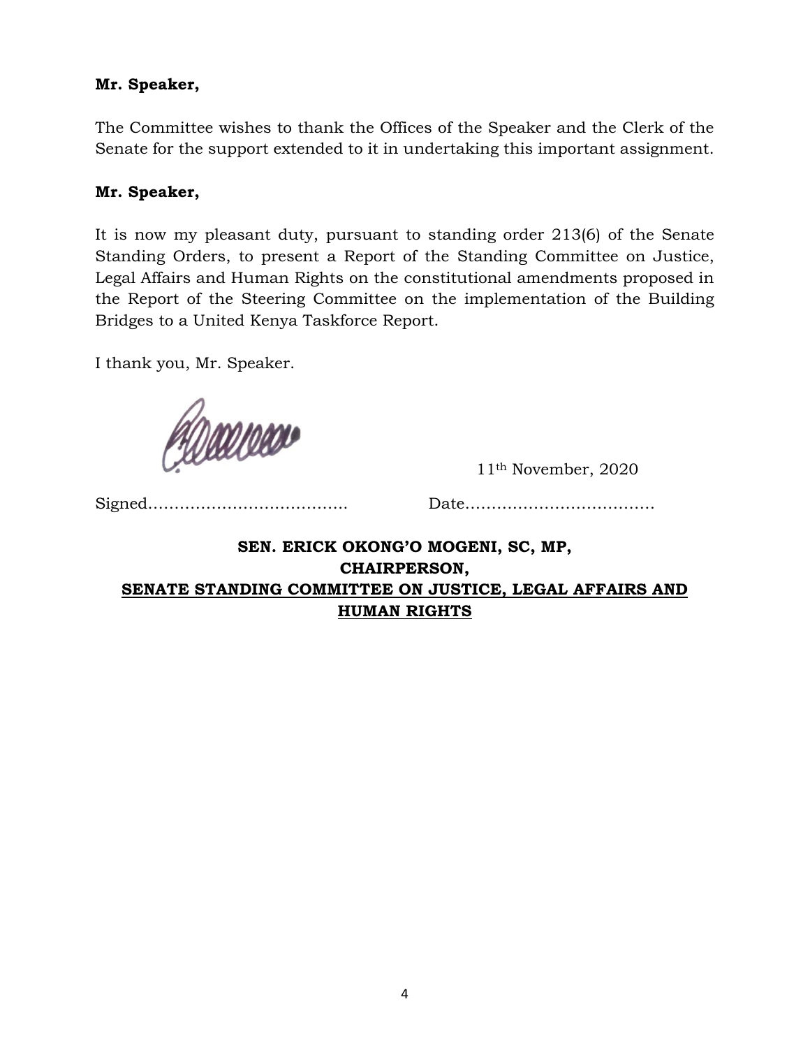**Mr. Speaker,**

The Committee wishes to thank the Offices of the Speaker and the Clerk of the Senate for the support extended to it in undertaking this important assignment.

**Mr. Speaker,**

It is now my pleasant duty, pursuant to standing order 213(6) of the Senate Standing Orders, to present a Report of the Standing Committee on Justice, Legal Affairs and Human Rights on the constitutional amendments proposed in the Report of the Steering Committee on the implementation of the Building Bridges to a United Kenya Taskforce Report.

I thank you, Mr. Speaker.

Signed…………………………………  Date 11th November, 2020

**SEN. ERICK OKONG'O MOGENI, SC, MP,**
**CHAIRPERSON,**
**SENATE STANDING COMMITTEE ON JUSTICE, LEGAL AFFAIRS AND HUMAN RIGHTS**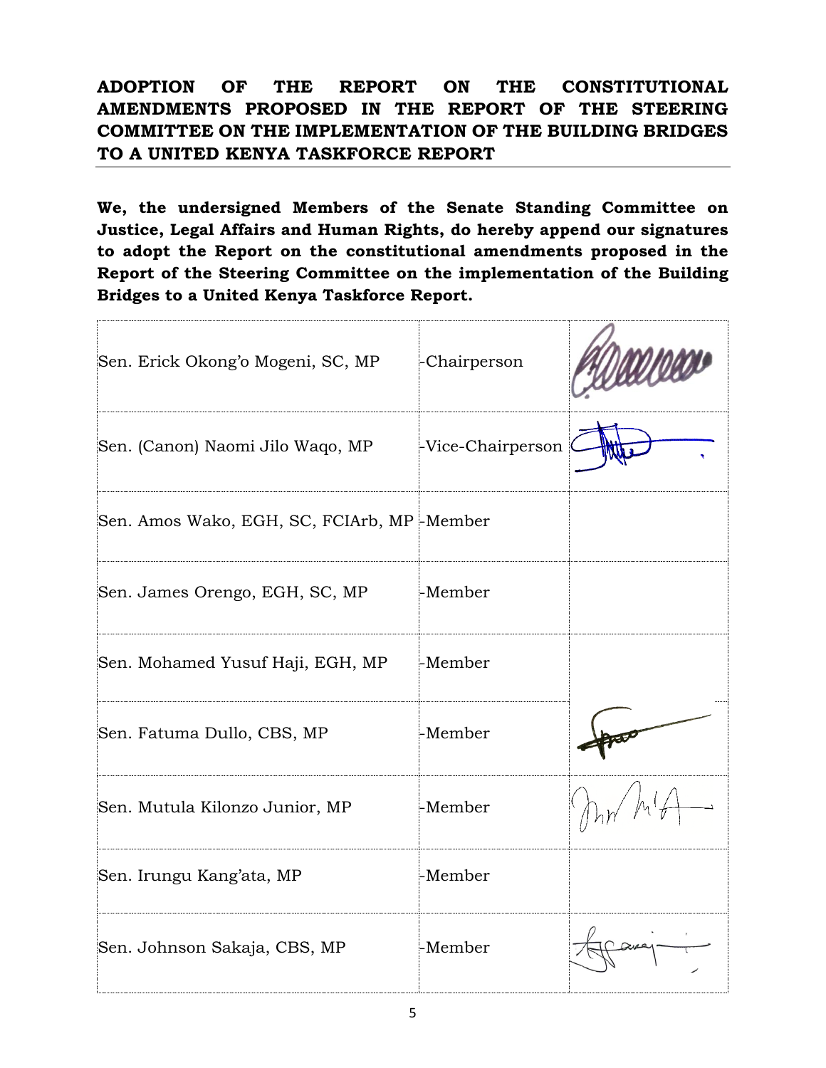## ADOPTION OF THE REPORT ON THE CONSTITUTIONAL AMENDMENTS PROPOSED IN THE REPORT OF THE STEERING COMMITTEE ON THE IMPLEMENTATION OF THE BUILDING BRIDGES TO A UNITED KENYA TASKFORCE REPORT

**We, the undersigned Members of the Senate Standing Committee on Justice, Legal Affairs and Human Rights, do hereby append our signatures to adopt the Report on the constitutional amendments proposed in the Report of the Steering Committee on the implementation of the Building Bridges to a United Kenya Taskforce Report.**

| | | |
|---|---|---|
| Sen. Erick Okong'o Mogeni, SC, MP | -Chairperson | [signed] |
| Sen. (Canon) Naomi Jilo Waqo, MP | -Vice-Chairperson | [signed] |
| Sen. Amos Wako, EGH, SC, FCIArb, MP | -Member | |
| Sen. James Orengo, EGH, SC, MP | -Member | |
| Sen. Mohamed Yusuf Haji, EGH, MP | -Member | |
| Sen. Fatuma Dullo, CBS, MP | -Member | [signed] |
| Sen. Mutula Kilonzo Junior, MP | -Member | [signed] |
| Sen. Irungu Kang'ata, MP | -Member | |
| Sen. Johnson Sakaja, CBS, MP | -Member | [signed] |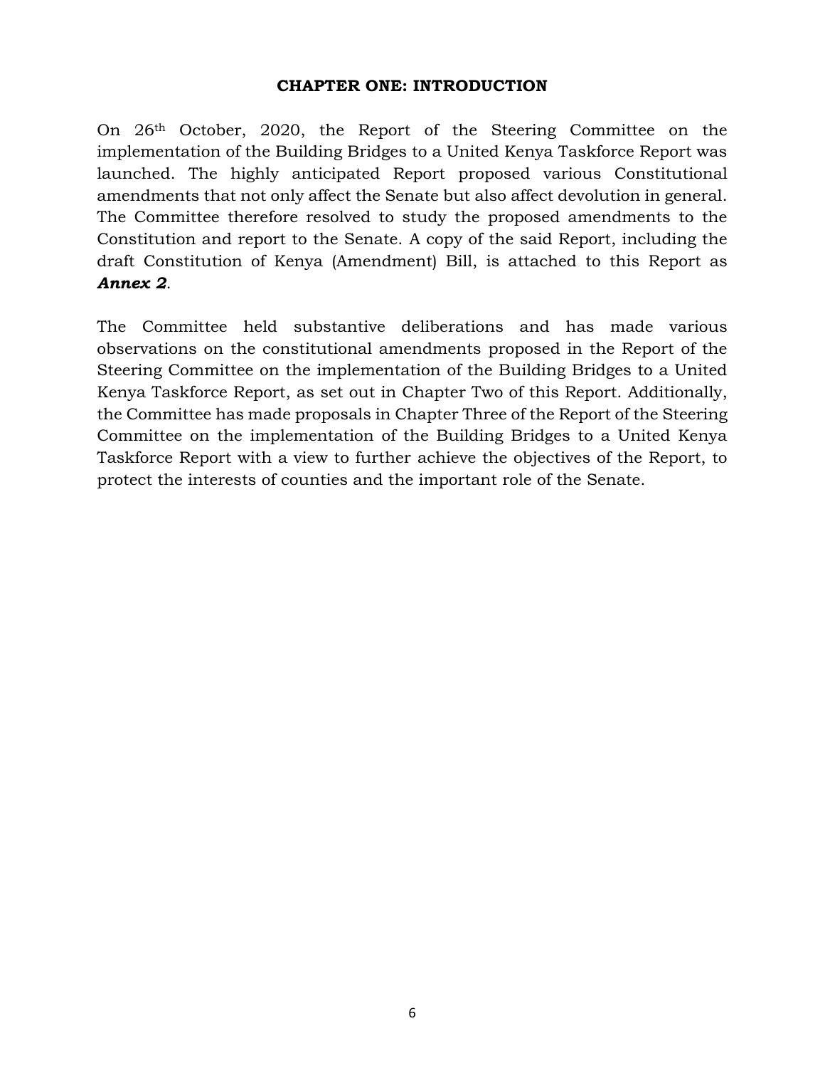# CHAPTER ONE: INTRODUCTION

On 26th October, 2020, the Report of the Steering Committee on the implementation of the Building Bridges to a United Kenya Taskforce Report was launched. The highly anticipated Report proposed various Constitutional amendments that not only affect the Senate but also affect devolution in general. The Committee therefore resolved to study the proposed amendments to the Constitution and report to the Senate. A copy of the said Report, including the draft Constitution of Kenya (Amendment) Bill, is attached to this Report as ***Annex 2***.

The Committee held substantive deliberations and has made various observations on the constitutional amendments proposed in the Report of the Steering Committee on the implementation of the Building Bridges to a United Kenya Taskforce Report, as set out in Chapter Two of this Report. Additionally, the Committee has made proposals in Chapter Three of the Report of the Steering Committee on the implementation of the Building Bridges to a United Kenya Taskforce Report with a view to further achieve the objectives of the Report, to protect the interests of counties and the important role of the Senate.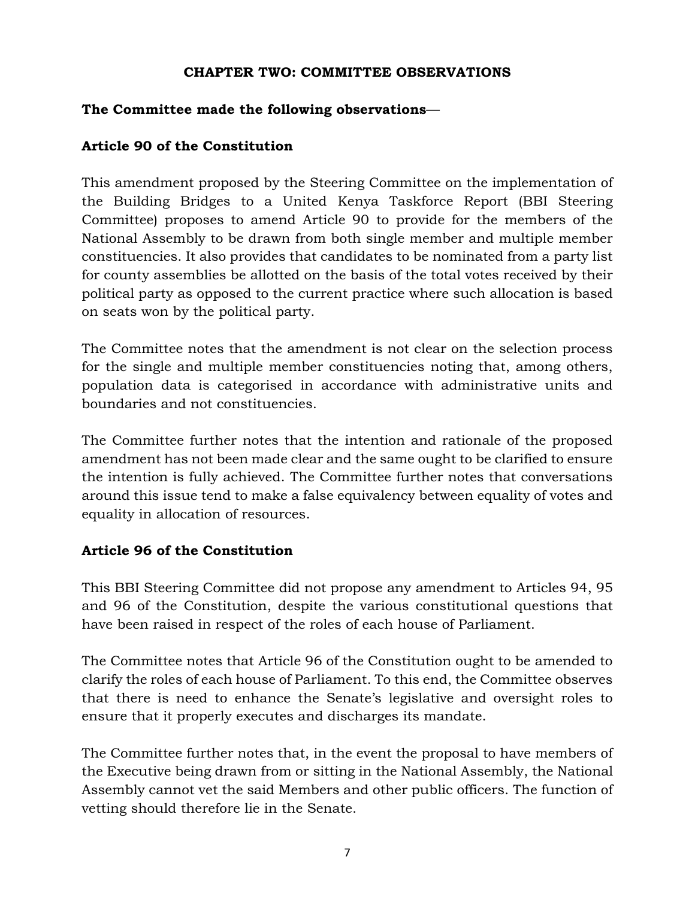## CHAPTER TWO: COMMITTEE OBSERVATIONS

**The Committee made the following observations**—

### Article 90 of the Constitution

This amendment proposed by the Steering Committee on the implementation of the Building Bridges to a United Kenya Taskforce Report (BBI Steering Committee) proposes to amend Article 90 to provide for the members of the National Assembly to be drawn from both single member and multiple member constituencies. It also provides that candidates to be nominated from a party list for county assemblies be allotted on the basis of the total votes received by their political party as opposed to the current practice where such allocation is based on seats won by the political party.

The Committee notes that the amendment is not clear on the selection process for the single and multiple member constituencies noting that, among others, population data is categorised in accordance with administrative units and boundaries and not constituencies.

The Committee further notes that the intention and rationale of the proposed amendment has not been made clear and the same ought to be clarified to ensure the intention is fully achieved. The Committee further notes that conversations around this issue tend to make a false equivalency between equality of votes and equality in allocation of resources.

### Article 96 of the Constitution

This BBI Steering Committee did not propose any amendment to Articles 94, 95 and 96 of the Constitution, despite the various constitutional questions that have been raised in respect of the roles of each house of Parliament.

The Committee notes that Article 96 of the Constitution ought to be amended to clarify the roles of each house of Parliament. To this end, the Committee observes that there is need to enhance the Senate's legislative and oversight roles to ensure that it properly executes and discharges its mandate.

The Committee further notes that, in the event the proposal to have members of the Executive being drawn from or sitting in the National Assembly, the National Assembly cannot vet the said Members and other public officers. The function of vetting should therefore lie in the Senate.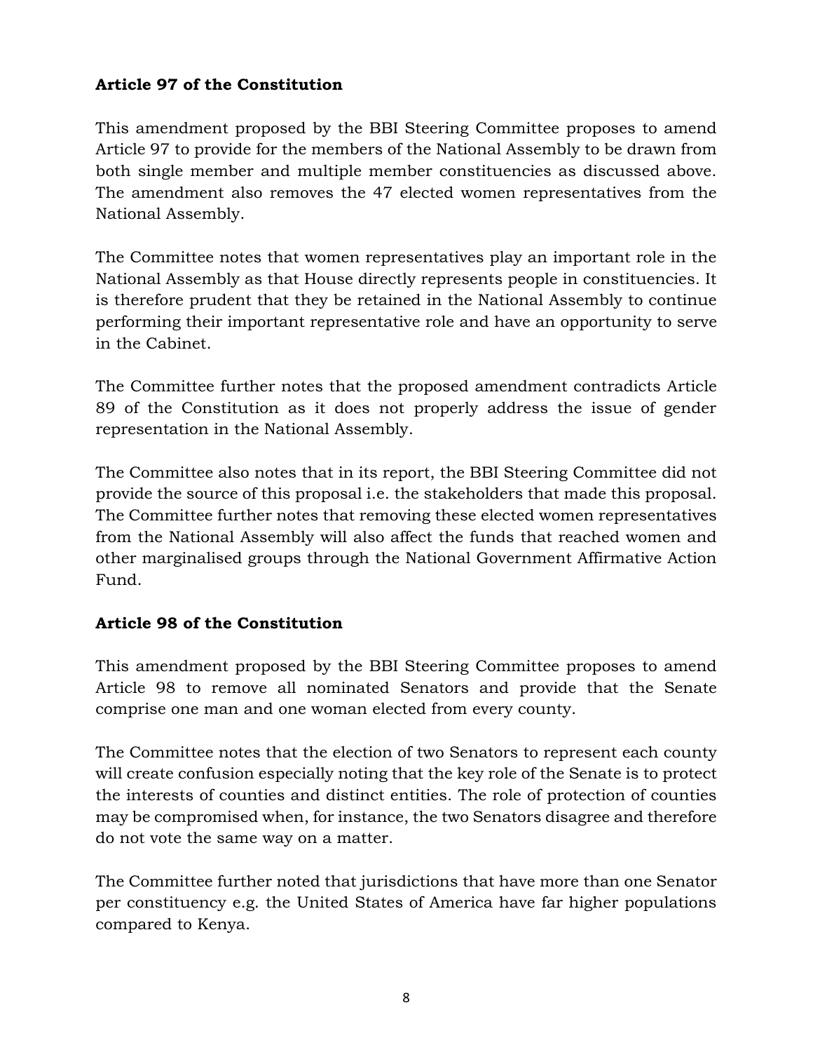**Article 97 of the Constitution**

This amendment proposed by the BBI Steering Committee proposes to amend Article 97 to provide for the members of the National Assembly to be drawn from both single member and multiple member constituencies as discussed above. The amendment also removes the 47 elected women representatives from the National Assembly.

The Committee notes that women representatives play an important role in the National Assembly as that House directly represents people in constituencies. It is therefore prudent that they be retained in the National Assembly to continue performing their important representative role and have an opportunity to serve in the Cabinet.

The Committee further notes that the proposed amendment contradicts Article 89 of the Constitution as it does not properly address the issue of gender representation in the National Assembly.

The Committee also notes that in its report, the BBI Steering Committee did not provide the source of this proposal i.e. the stakeholders that made this proposal. The Committee further notes that removing these elected women representatives from the National Assembly will also affect the funds that reached women and other marginalised groups through the National Government Affirmative Action Fund.

**Article 98 of the Constitution**

This amendment proposed by the BBI Steering Committee proposes to amend Article 98 to remove all nominated Senators and provide that the Senate comprise one man and one woman elected from every county.

The Committee notes that the election of two Senators to represent each county will create confusion especially noting that the key role of the Senate is to protect the interests of counties and distinct entities. The role of protection of counties may be compromised when, for instance, the two Senators disagree and therefore do not vote the same way on a matter.

The Committee further noted that jurisdictions that have more than one Senator per constituency e.g. the United States of America have far higher populations compared to Kenya.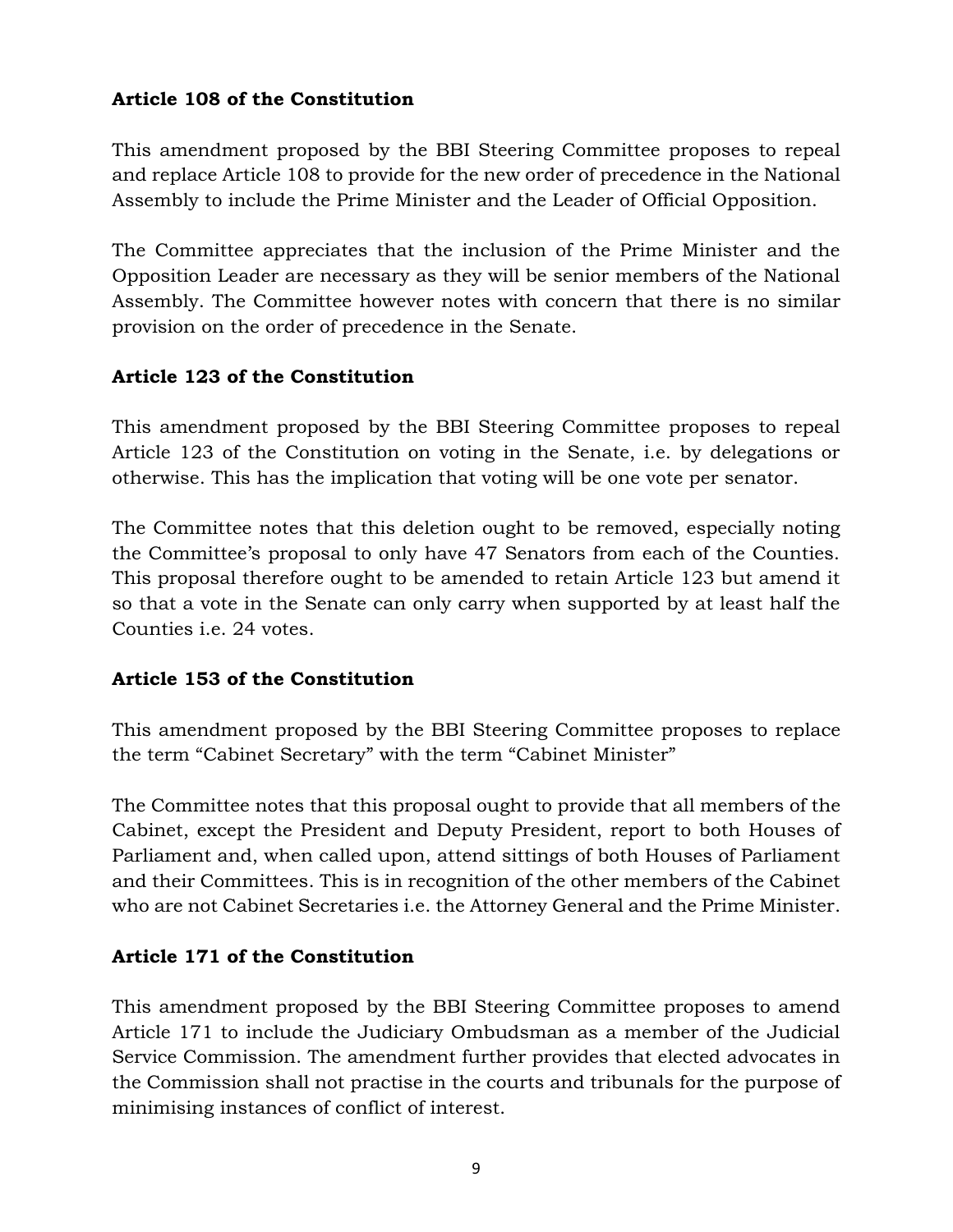**Article 108 of the Constitution**

This amendment proposed by the BBI Steering Committee proposes to repeal and replace Article 108 to provide for the new order of precedence in the National Assembly to include the Prime Minister and the Leader of Official Opposition.

The Committee appreciates that the inclusion of the Prime Minister and the Opposition Leader are necessary as they will be senior members of the National Assembly. The Committee however notes with concern that there is no similar provision on the order of precedence in the Senate.

**Article 123 of the Constitution**

This amendment proposed by the BBI Steering Committee proposes to repeal Article 123 of the Constitution on voting in the Senate, i.e. by delegations or otherwise. This has the implication that voting will be one vote per senator.

The Committee notes that this deletion ought to be removed, especially noting the Committee's proposal to only have 47 Senators from each of the Counties. This proposal therefore ought to be amended to retain Article 123 but amend it so that a vote in the Senate can only carry when supported by at least half the Counties i.e. 24 votes.

**Article 153 of the Constitution**

This amendment proposed by the BBI Steering Committee proposes to replace the term "Cabinet Secretary" with the term "Cabinet Minister"

The Committee notes that this proposal ought to provide that all members of the Cabinet, except the President and Deputy President, report to both Houses of Parliament and, when called upon, attend sittings of both Houses of Parliament and their Committees. This is in recognition of the other members of the Cabinet who are not Cabinet Secretaries i.e. the Attorney General and the Prime Minister.

**Article 171 of the Constitution**

This amendment proposed by the BBI Steering Committee proposes to amend Article 171 to include the Judiciary Ombudsman as a member of the Judicial Service Commission. The amendment further provides that elected advocates in the Commission shall not practise in the courts and tribunals for the purpose of minimising instances of conflict of interest.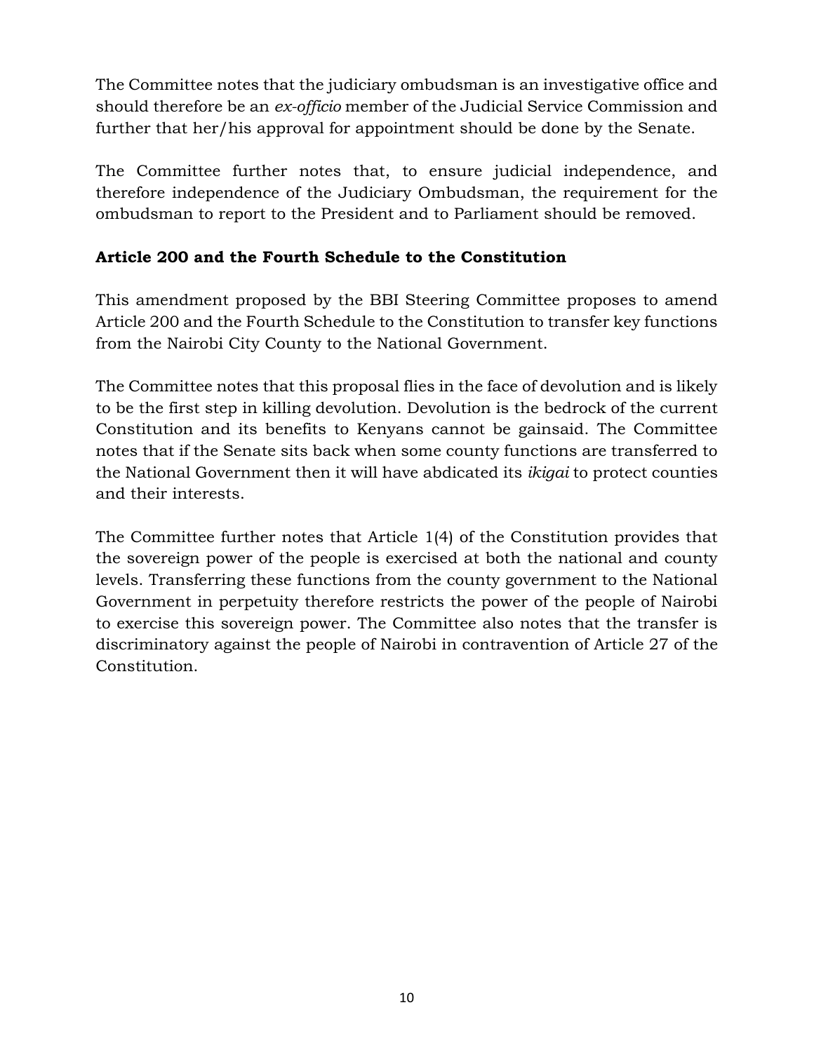The Committee notes that the judiciary ombudsman is an investigative office and should therefore be an *ex-officio* member of the Judicial Service Commission and further that her/his approval for appointment should be done by the Senate.

The Committee further notes that, to ensure judicial independence, and therefore independence of the Judiciary Ombudsman, the requirement for the ombudsman to report to the President and to Parliament should be removed.

**Article 200 and the Fourth Schedule to the Constitution**

This amendment proposed by the BBI Steering Committee proposes to amend Article 200 and the Fourth Schedule to the Constitution to transfer key functions from the Nairobi City County to the National Government.

The Committee notes that this proposal flies in the face of devolution and is likely to be the first step in killing devolution. Devolution is the bedrock of the current Constitution and its benefits to Kenyans cannot be gainsaid. The Committee notes that if the Senate sits back when some county functions are transferred to the National Government then it will have abdicated its *ikigai* to protect counties and their interests.

The Committee further notes that Article 1(4) of the Constitution provides that the sovereign power of the people is exercised at both the national and county levels. Transferring these functions from the county government to the National Government in perpetuity therefore restricts the power of the people of Nairobi to exercise this sovereign power. The Committee also notes that the transfer is discriminatory against the people of Nairobi in contravention of Article 27 of the Constitution.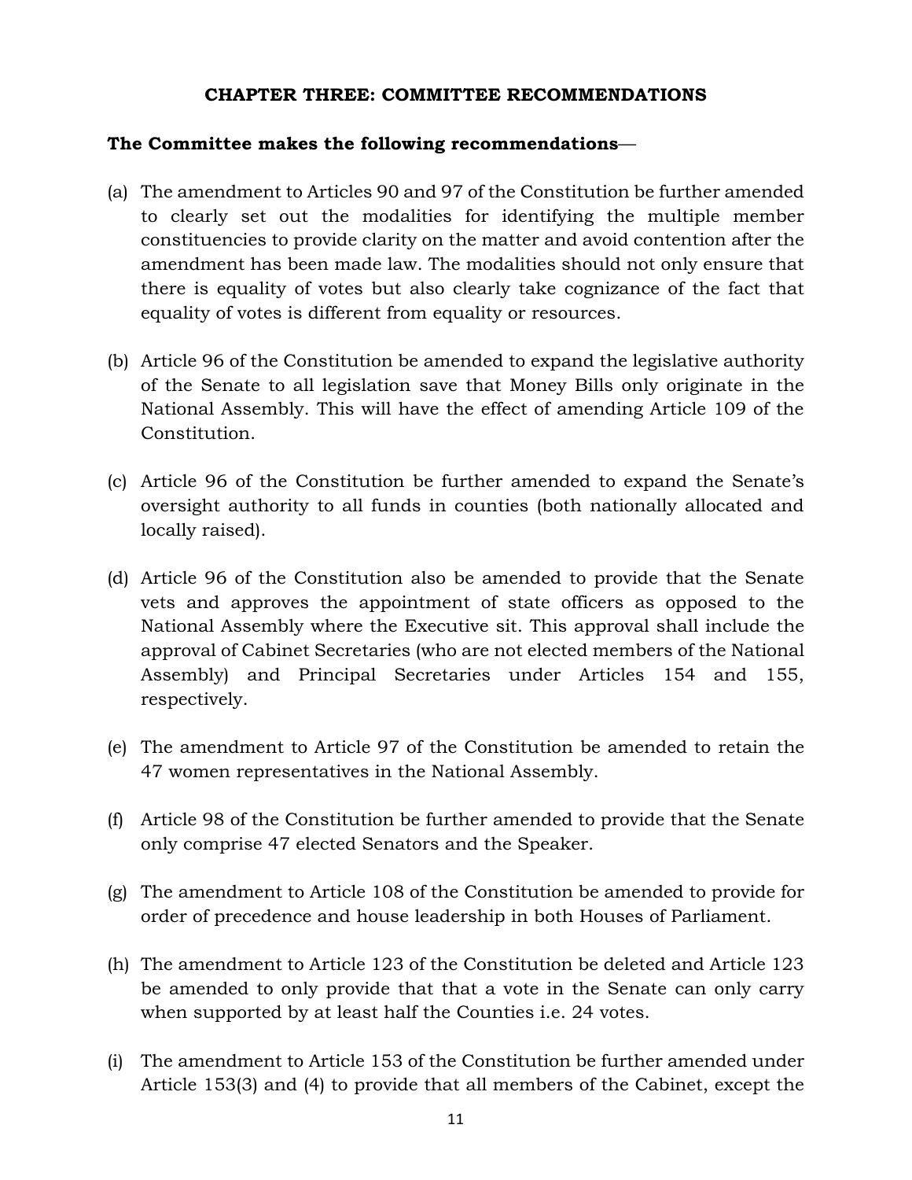## CHAPTER THREE: COMMITTEE RECOMMENDATIONS

**The Committee makes the following recommendations**—

(a) The amendment to Articles 90 and 97 of the Constitution be further amended to clearly set out the modalities for identifying the multiple member constituencies to provide clarity on the matter and avoid contention after the amendment has been made law. The modalities should not only ensure that there is equality of votes but also clearly take cognizance of the fact that equality of votes is different from equality or resources.

(b) Article 96 of the Constitution be amended to expand the legislative authority of the Senate to all legislation save that Money Bills only originate in the National Assembly. This will have the effect of amending Article 109 of the Constitution.

(c) Article 96 of the Constitution be further amended to expand the Senate's oversight authority to all funds in counties (both nationally allocated and locally raised).

(d) Article 96 of the Constitution also be amended to provide that the Senate vets and approves the appointment of state officers as opposed to the National Assembly where the Executive sit. This approval shall include the approval of Cabinet Secretaries (who are not elected members of the National Assembly) and Principal Secretaries under Articles 154 and 155, respectively.

(e) The amendment to Article 97 of the Constitution be amended to retain the 47 women representatives in the National Assembly.

(f) Article 98 of the Constitution be further amended to provide that the Senate only comprise 47 elected Senators and the Speaker.

(g) The amendment to Article 108 of the Constitution be amended to provide for order of precedence and house leadership in both Houses of Parliament.

(h) The amendment to Article 123 of the Constitution be deleted and Article 123 be amended to only provide that that a vote in the Senate can only carry when supported by at least half the Counties i.e. 24 votes.

(i) The amendment to Article 153 of the Constitution be further amended under Article 153(3) and (4) to provide that all members of the Cabinet, except the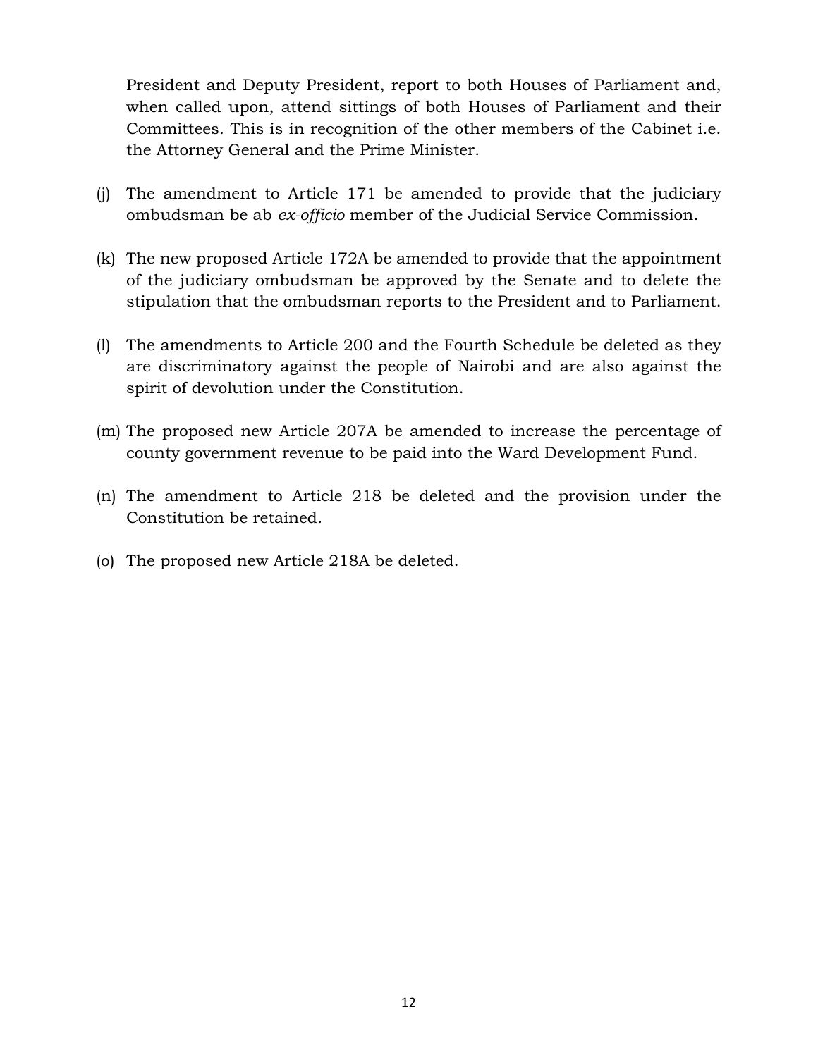President and Deputy President, report to both Houses of Parliament and, when called upon, attend sittings of both Houses of Parliament and their Committees. This is in recognition of the other members of the Cabinet i.e. the Attorney General and the Prime Minister.

(j) The amendment to Article 171 be amended to provide that the judiciary ombudsman be ab *ex-officio* member of the Judicial Service Commission.

(k) The new proposed Article 172A be amended to provide that the appointment of the judiciary ombudsman be approved by the Senate and to delete the stipulation that the ombudsman reports to the President and to Parliament.

(l) The amendments to Article 200 and the Fourth Schedule be deleted as they are discriminatory against the people of Nairobi and are also against the spirit of devolution under the Constitution.

(m) The proposed new Article 207A be amended to increase the percentage of county government revenue to be paid into the Ward Development Fund.

(n) The amendment to Article 218 be deleted and the provision under the Constitution be retained.

(o) The proposed new Article 218A be deleted.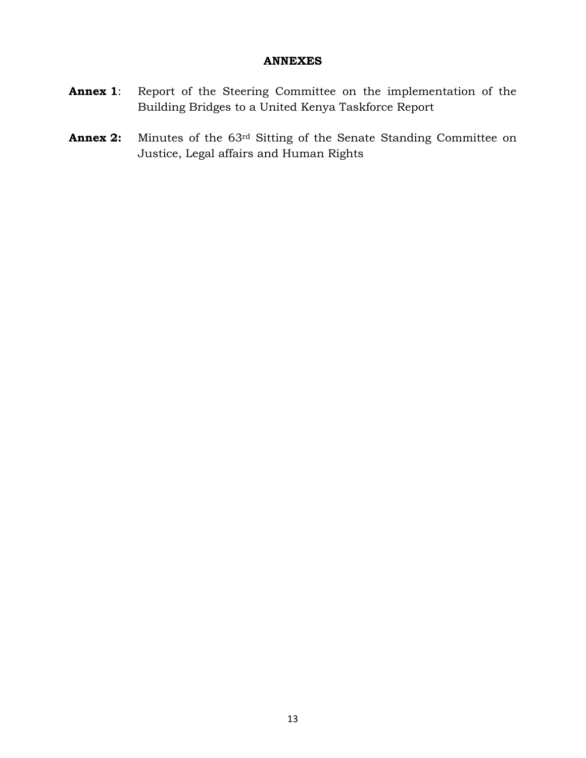## ANNEXES

**Annex 1**: Report of the Steering Committee on the implementation of the Building Bridges to a United Kenya Taskforce Report

**Annex 2:** Minutes of the 63rd Sitting of the Senate Standing Committee on Justice, Legal affairs and Human Rights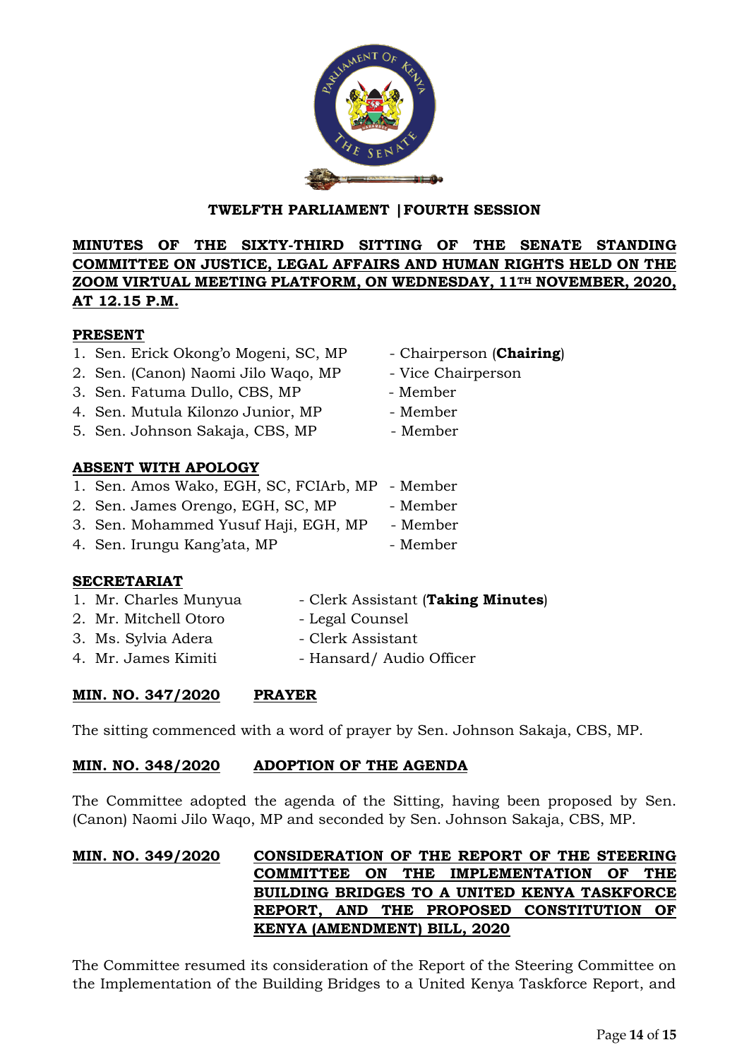**TWELFTH PARLIAMENT |FOURTH SESSION**

**MINUTES OF THE SIXTY-THIRD SITTING OF THE SENATE STANDING COMMITTEE ON JUSTICE, LEGAL AFFAIRS AND HUMAN RIGHTS HELD ON THE ZOOM VIRTUAL MEETING PLATFORM, ON WEDNESDAY, 11TH NOVEMBER, 2020, AT 12.15 P.M.**

**PRESENT**

1. Sen. Erick Okong'o Mogeni, SC, MP - Chairperson (**Chairing**)
2. Sen. (Canon) Naomi Jilo Waqo, MP - Vice Chairperson
3. Sen. Fatuma Dullo, CBS, MP - Member
4. Sen. Mutula Kilonzo Junior, MP - Member
5. Sen. Johnson Sakaja, CBS, MP - Member

**ABSENT WITH APOLOGY**

1. Sen. Amos Wako, EGH, SC, FCIArb, MP - Member
2. Sen. James Orengo, EGH, SC, MP - Member
3. Sen. Mohammed Yusuf Haji, EGH, MP - Member
4. Sen. Irungu Kang'ata, MP - Member

**SECRETARIAT**

1. Mr. Charles Munyua - Clerk Assistant (**Taking Minutes**)
2. Mr. Mitchell Otoro - Legal Counsel
3. Ms. Sylvia Adera - Clerk Assistant
4. Mr. James Kimiti - Hansard/ Audio Officer

**MIN. NO. 347/2020 PRAYER**

The sitting commenced with a word of prayer by Sen. Johnson Sakaja, CBS, MP.

**MIN. NO. 348/2020 ADOPTION OF THE AGENDA**

The Committee adopted the agenda of the Sitting, having been proposed by Sen. (Canon) Naomi Jilo Waqo, MP and seconded by Sen. Johnson Sakaja, CBS, MP.

**MIN. NO. 349/2020 CONSIDERATION OF THE REPORT OF THE STEERING COMMITTEE ON THE IMPLEMENTATION OF THE BUILDING BRIDGES TO A UNITED KENYA TASKFORCE REPORT, AND THE PROPOSED CONSTITUTION OF KENYA (AMENDMENT) BILL, 2020**

The Committee resumed its consideration of the Report of the Steering Committee on the Implementation of the Building Bridges to a United Kenya Taskforce Report, and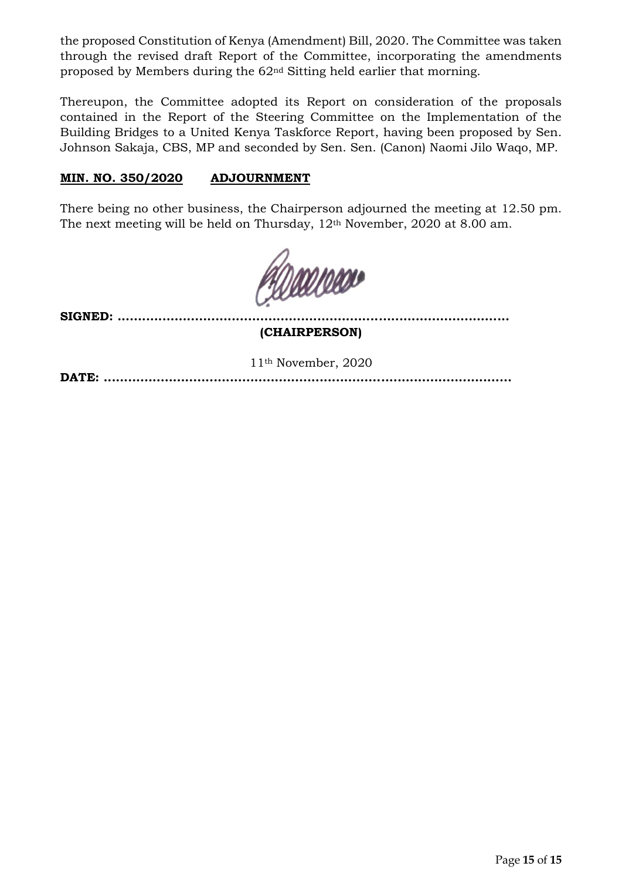the proposed Constitution of Kenya (Amendment) Bill, 2020. The Committee was taken through the revised draft Report of the Committee, incorporating the amendments proposed by Members during the 62nd Sitting held earlier that morning.

Thereupon, the Committee adopted its Report on consideration of the proposals contained in the Report of the Steering Committee on the Implementation of the Building Bridges to a United Kenya Taskforce Report, having been proposed by Sen. Johnson Sakaja, CBS, MP and seconded by Sen. Sen. (Canon) Naomi Jilo Waqo, MP.

**MIN. NO. 350/2020 ADJOURNMENT**

There being no other business, the Chairperson adjourned the meeting at 12.50 pm. The next meeting will be held on Thursday, 12th November, 2020 at 8.00 am.

**SIGNED: ……………………………………………………………………………………**

**(CHAIRPERSON)**

**DATE:** 11th November, 2020